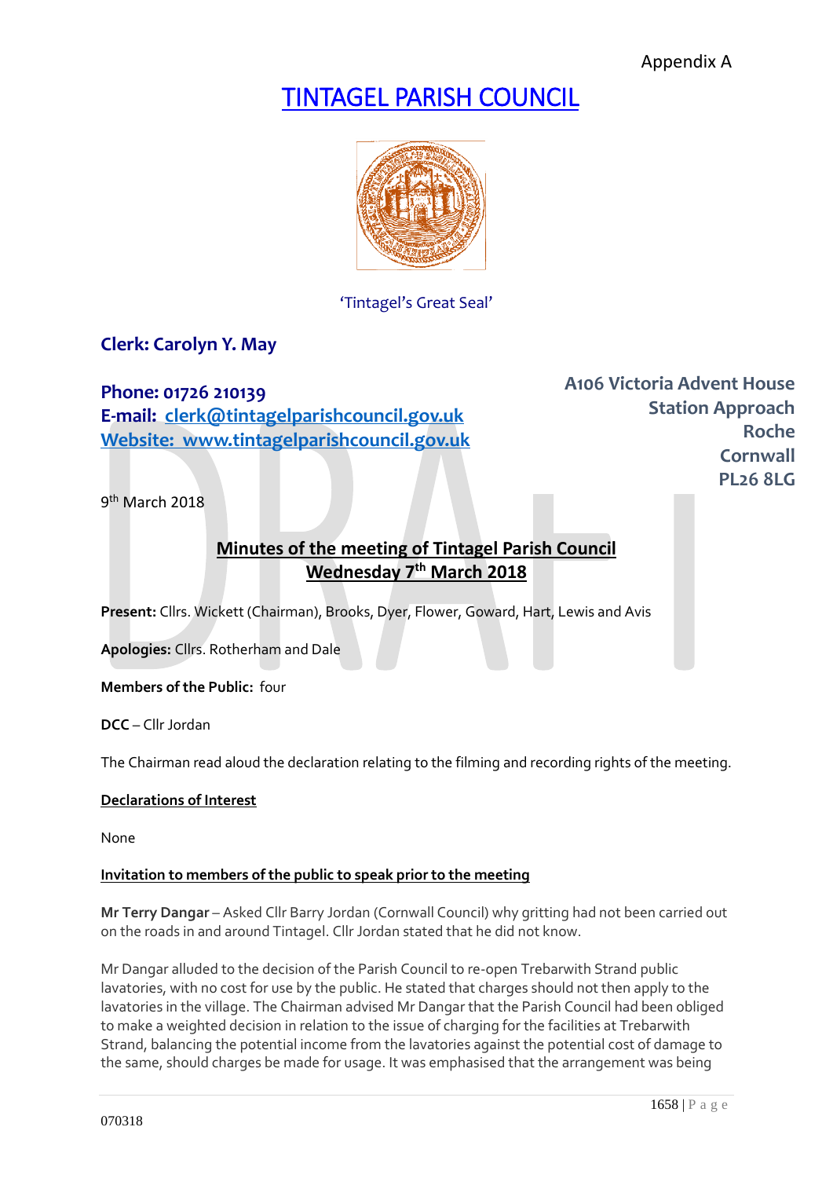Appendix A

# TINTAGEL PARISH COUNCIL

'Tintagel's Great Seal'

**Clerk: Carolyn Y. May**

**Phone: 01726 210139**
**E-mail: clerk@tintagelparishcouncil.gov.uk**
**Website: www.tintagelparishcouncil.gov.uk**

**A106 Victoria Advent House**
**Station Approach**
**Roche**
**Cornwall**
**PL26 8LG**

9th March 2018

## Minutes of the meeting of Tintagel Parish Council
## Wednesday 7th March 2018

**Present:** Cllrs. Wickett (Chairman), Brooks, Dyer, Flower, Goward, Hart, Lewis and Avis

**Apologies:** Cllrs. Rotherham and Dale

**Members of the Public:** four

**DCC** – Cllr Jordan

The Chairman read aloud the declaration relating to the filming and recording rights of the meeting.

### Declarations of Interest

None

### Invitation to members of the public to speak prior to the meeting

**Mr Terry Dangar** – Asked Cllr Barry Jordan (Cornwall Council) why gritting had not been carried out on the roads in and around Tintagel. Cllr Jordan stated that he did not know.

Mr Dangar alluded to the decision of the Parish Council to re-open Trebarwith Strand public lavatories, with no cost for use by the public. He stated that charges should not then apply to the lavatories in the village. The Chairman advised Mr Dangar that the Parish Council had been obliged to make a weighted decision in relation to the issue of charging for the facilities at Trebarwith Strand, balancing the potential income from the lavatories against the potential cost of damage to the same, should charges be made for usage. It was emphasised that the arrangement was being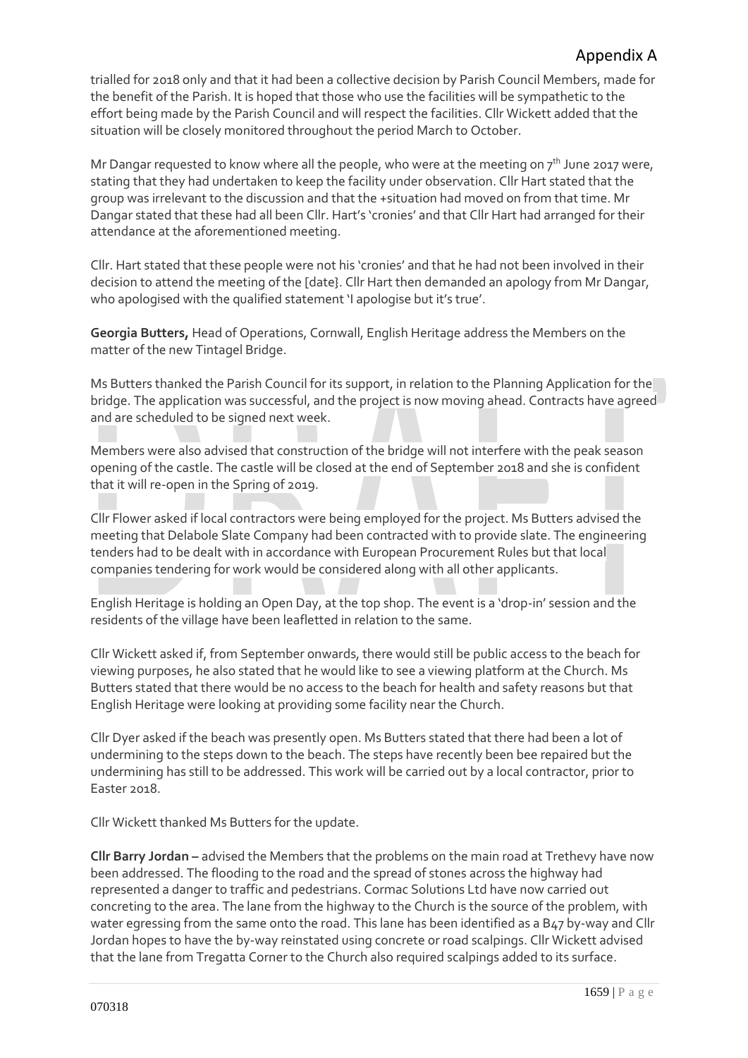trialled for 2018 only and that it had been a collective decision by Parish Council Members, made for the benefit of the Parish. It is hoped that those who use the facilities will be sympathetic to the effort being made by the Parish Council and will respect the facilities. Cllr Wickett added that the situation will be closely monitored throughout the period March to October.

Mr Dangar requested to know where all the people, who were at the meeting on 7th June 2017 were, stating that they had undertaken to keep the facility under observation. Cllr Hart stated that the group was irrelevant to the discussion and that the +situation had moved on from that time. Mr Dangar stated that these had all been Cllr. Hart's 'cronies' and that Cllr Hart had arranged for their attendance at the aforementioned meeting.

Cllr. Hart stated that these people were not his 'cronies' and that he had not been involved in their decision to attend the meeting of the [date}. Cllr Hart then demanded an apology from Mr Dangar, who apologised with the qualified statement 'I apologise but it's true'.

**Georgia Butters,** Head of Operations, Cornwall, English Heritage address the Members on the matter of the new Tintagel Bridge.

Ms Butters thanked the Parish Council for its support, in relation to the Planning Application for the bridge. The application was successful, and the project is now moving ahead. Contracts have agreed and are scheduled to be signed next week.

Members were also advised that construction of the bridge will not interfere with the peak season opening of the castle. The castle will be closed at the end of September 2018 and she is confident that it will re-open in the Spring of 2019.

Cllr Flower asked if local contractors were being employed for the project. Ms Butters advised the meeting that Delabole Slate Company had been contracted with to provide slate. The engineering tenders had to be dealt with in accordance with European Procurement Rules but that local companies tendering for work would be considered along with all other applicants.

English Heritage is holding an Open Day, at the top shop. The event is a 'drop-in' session and the residents of the village have been leafletted in relation to the same.

Cllr Wickett asked if, from September onwards, there would still be public access to the beach for viewing purposes, he also stated that he would like to see a viewing platform at the Church. Ms Butters stated that there would be no access to the beach for health and safety reasons but that English Heritage were looking at providing some facility near the Church.

Cllr Dyer asked if the beach was presently open. Ms Butters stated that there had been a lot of undermining to the steps down to the beach. The steps have recently been bee repaired but the undermining has still to be addressed. This work will be carried out by a local contractor, prior to Easter 2018.

Cllr Wickett thanked Ms Butters for the update.

**Cllr Barry Jordan –** advised the Members that the problems on the main road at Trethevy have now been addressed. The flooding to the road and the spread of stones across the highway had represented a danger to traffic and pedestrians. Cormac Solutions Ltd have now carried out concreting to the area. The lane from the highway to the Church is the source of the problem, with water egressing from the same onto the road. This lane has been identified as a B47 by-way and Cllr Jordan hopes to have the by-way reinstated using concrete or road scalpings. Cllr Wickett advised that the lane from Tregatta Corner to the Church also required scalpings added to its surface.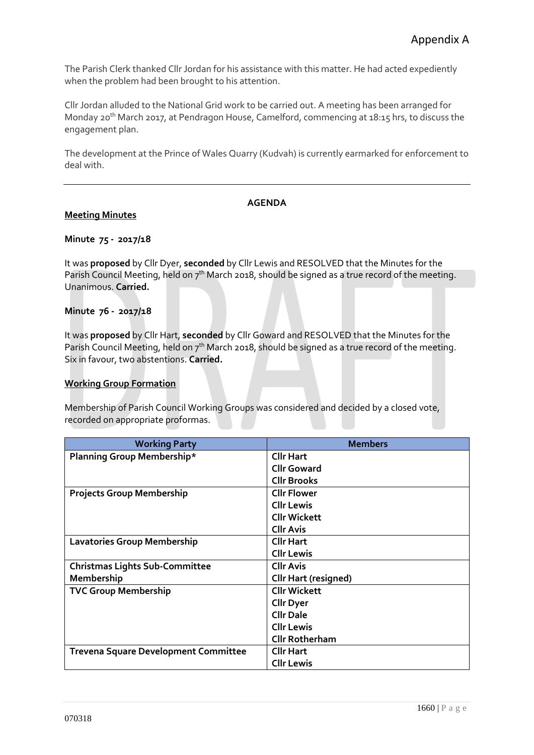The Parish Clerk thanked Cllr Jordan for his assistance with this matter. He had acted expediently when the problem had been brought to his attention.

Cllr Jordan alluded to the National Grid work to be carried out. A meeting has been arranged for Monday 20th March 2017, at Pendragon House, Camelford, commencing at 18:15 hrs, to discuss the engagement plan.

The development at the Prince of Wales Quarry (Kudvah) is currently earmarked for enforcement to deal with.

---

**AGENDA**

**Meeting Minutes**

**Minute 75 - 2017/18**

It was **proposed** by Cllr Dyer, **seconded** by Cllr Lewis and RESOLVED that the Minutes for the Parish Council Meeting, held on 7th March 2018, should be signed as a true record of the meeting. Unanimous. **Carried.**

**Minute 76 - 2017/18**

It was **proposed** by Cllr Hart, **seconded** by Cllr Goward and RESOLVED that the Minutes for the Parish Council Meeting, held on 7th March 2018, should be signed as a true record of the meeting. Six in favour, two abstentions. **Carried.**

**Working Group Formation**

Membership of Parish Council Working Groups was considered and decided by a closed vote, recorded on appropriate proformas.

| Working Party | Members |
|---|---|
| **Planning Group Membership*** | **Cllr Hart**<br>**Cllr Goward**<br>**Cllr Brooks** |
| **Projects Group Membership** | **Cllr Flower**<br>**Cllr Lewis**<br>**Cllr Wickett**<br>**Cllr Avis** |
| **Lavatories Group Membership** | **Cllr Hart**<br>**Cllr Lewis** |
| **Christmas Lights Sub-Committee Membership** | **Cllr Avis**<br>**Cllr Hart (resigned)** |
| **TVC Group Membership** | **Cllr Wickett**<br>**Cllr Dyer**<br>**Cllr Dale**<br>**Cllr Lewis**<br>**Cllr Rotherham** |
| **Trevena Square Development Committee** | **Cllr Hart**<br>**Cllr Lewis** |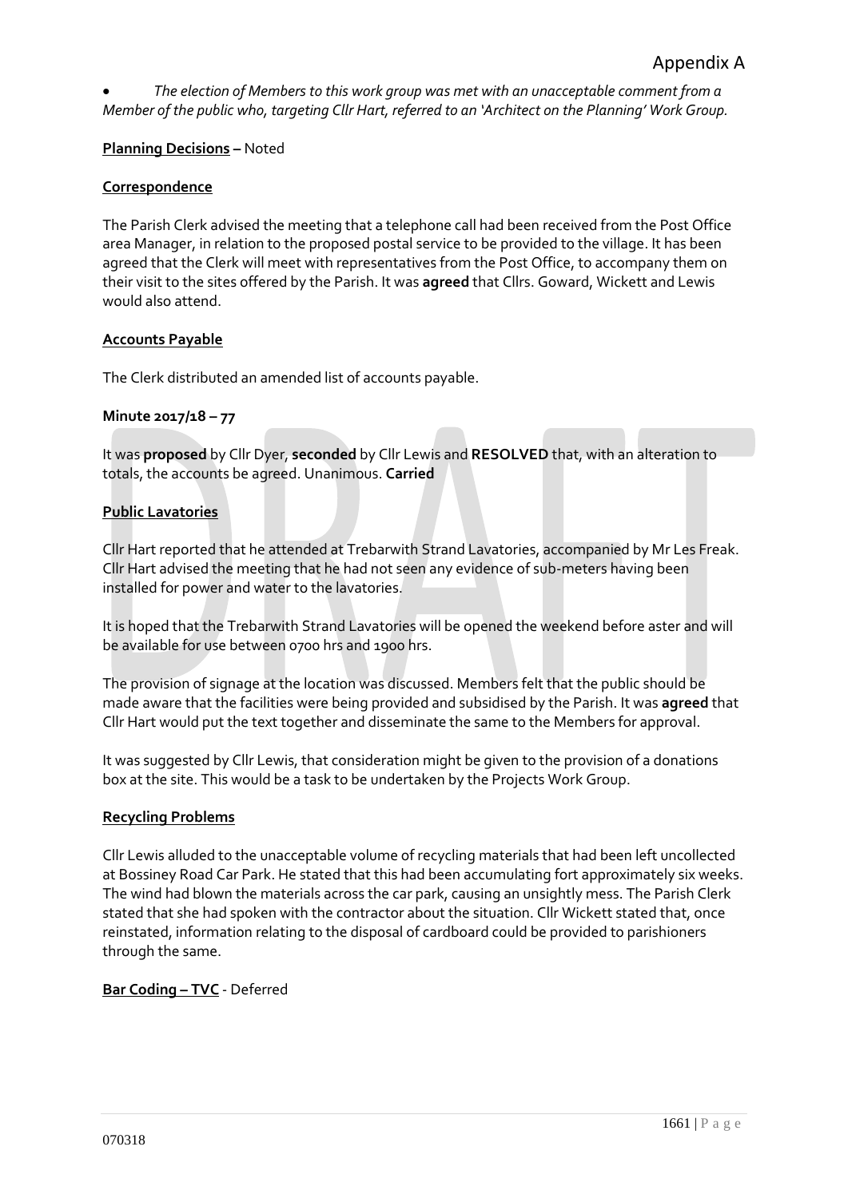Appendix A

- *The election of Members to this work group was met with an unacceptable comment from a Member of the public who, targeting Cllr Hart, referred to an 'Architect on the Planning' Work Group.*

**Planning Decisions –** Noted

**Correspondence**

The Parish Clerk advised the meeting that a telephone call had been received from the Post Office area Manager, in relation to the proposed postal service to be provided to the village. It has been agreed that the Clerk will meet with representatives from the Post Office, to accompany them on their visit to the sites offered by the Parish. It was **agreed** that Cllrs. Goward, Wickett and Lewis would also attend.

**Accounts Payable**

The Clerk distributed an amended list of accounts payable.

**Minute 2017/18 – 77**

It was **proposed** by Cllr Dyer, **seconded** by Cllr Lewis and **RESOLVED** that, with an alteration to totals, the accounts be agreed. Unanimous. **Carried**

**Public Lavatories**

Cllr Hart reported that he attended at Trebarwith Strand Lavatories, accompanied by Mr Les Freak. Cllr Hart advised the meeting that he had not seen any evidence of sub-meters having been installed for power and water to the lavatories.

It is hoped that the Trebarwith Strand Lavatories will be opened the weekend before aster and will be available for use between 0700 hrs and 1900 hrs.

The provision of signage at the location was discussed. Members felt that the public should be made aware that the facilities were being provided and subsidised by the Parish. It was **agreed** that Cllr Hart would put the text together and disseminate the same to the Members for approval.

It was suggested by Cllr Lewis, that consideration might be given to the provision of a donations box at the site. This would be a task to be undertaken by the Projects Work Group.

**Recycling Problems**

Cllr Lewis alluded to the unacceptable volume of recycling materials that had been left uncollected at Bossiney Road Car Park. He stated that this had been accumulating fort approximately six weeks. The wind had blown the materials across the car park, causing an unsightly mess. The Parish Clerk stated that she had spoken with the contractor about the situation. Cllr Wickett stated that, once reinstated, information relating to the disposal of cardboard could be provided to parishioners through the same.

**Bar Coding – TVC** - Deferred

070318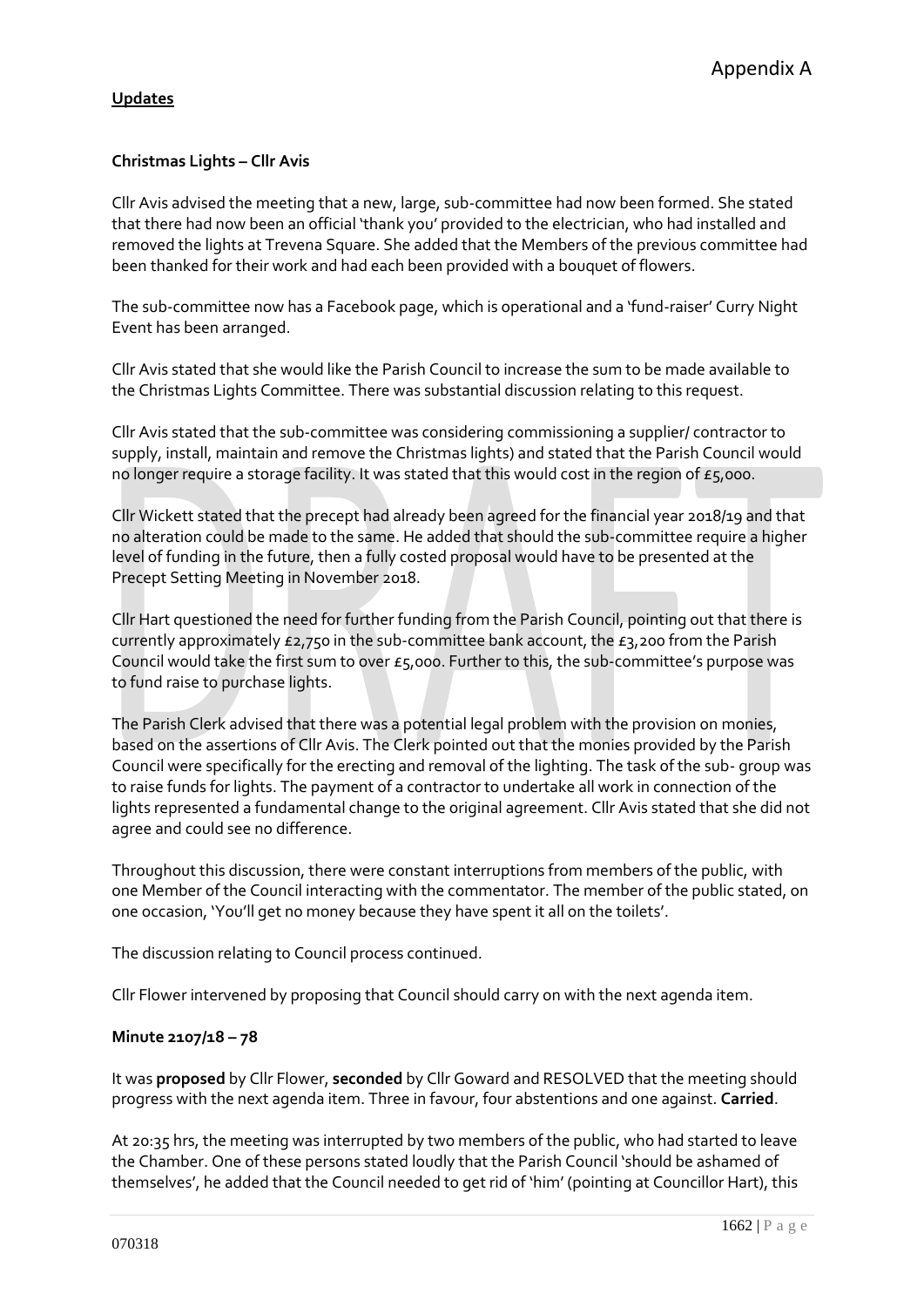Appendix A

**Updates**

**Christmas Lights – Cllr Avis**

Cllr Avis advised the meeting that a new, large, sub-committee had now been formed. She stated that there had now been an official 'thank you' provided to the electrician, who had installed and removed the lights at Trevena Square. She added that the Members of the previous committee had been thanked for their work and had each been provided with a bouquet of flowers.

The sub-committee now has a Facebook page, which is operational and a 'fund-raiser' Curry Night Event has been arranged.

Cllr Avis stated that she would like the Parish Council to increase the sum to be made available to the Christmas Lights Committee. There was substantial discussion relating to this request.

Cllr Avis stated that the sub-committee was considering commissioning a supplier/ contractor to supply, install, maintain and remove the Christmas lights) and stated that the Parish Council would no longer require a storage facility. It was stated that this would cost in the region of £5,000.

Cllr Wickett stated that the precept had already been agreed for the financial year 2018/19 and that no alteration could be made to the same. He added that should the sub-committee require a higher level of funding in the future, then a fully costed proposal would have to be presented at the Precept Setting Meeting in November 2018.

Cllr Hart questioned the need for further funding from the Parish Council, pointing out that there is currently approximately £2,750 in the sub-committee bank account, the £3,200 from the Parish Council would take the first sum to over £5,000. Further to this, the sub-committee's purpose was to fund raise to purchase lights.

The Parish Clerk advised that there was a potential legal problem with the provision on monies, based on the assertions of Cllr Avis. The Clerk pointed out that the monies provided by the Parish Council were specifically for the erecting and removal of the lighting. The task of the sub- group was to raise funds for lights. The payment of a contractor to undertake all work in connection of the lights represented a fundamental change to the original agreement. Cllr Avis stated that she did not agree and could see no difference.

Throughout this discussion, there were constant interruptions from members of the public, with one Member of the Council interacting with the commentator. The member of the public stated, on one occasion, 'You'll get no money because they have spent it all on the toilets'.

The discussion relating to Council process continued.

Cllr Flower intervened by proposing that Council should carry on with the next agenda item.

**Minute 2107/18 – 78**

It was **proposed** by Cllr Flower, **seconded** by Cllr Goward and RESOLVED that the meeting should progress with the next agenda item. Three in favour, four abstentions and one against. **Carried**.

At 20:35 hrs, the meeting was interrupted by two members of the public, who had started to leave the Chamber. One of these persons stated loudly that the Parish Council 'should be ashamed of themselves', he added that the Council needed to get rid of 'him' (pointing at Councillor Hart), this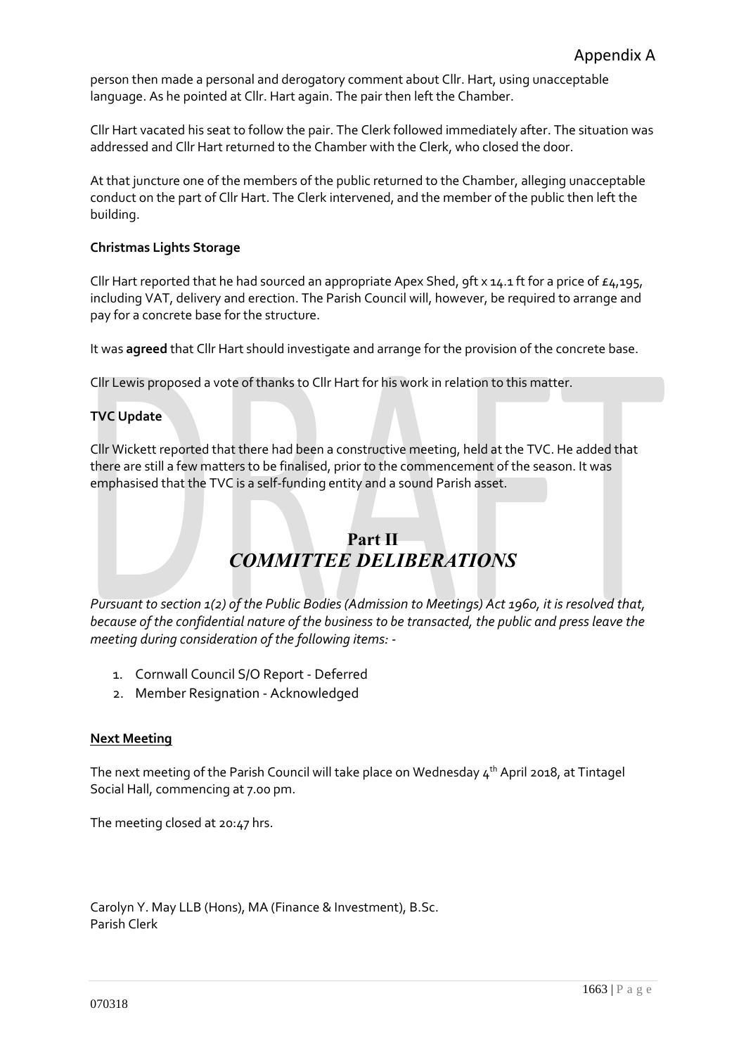person then made a personal and derogatory comment about Cllr. Hart, using unacceptable language. As he pointed at Cllr. Hart again. The pair then left the Chamber.

Cllr Hart vacated his seat to follow the pair. The Clerk followed immediately after. The situation was addressed and Cllr Hart returned to the Chamber with the Clerk, who closed the door.

At that juncture one of the members of the public returned to the Chamber, alleging unacceptable conduct on the part of Cllr Hart. The Clerk intervened, and the member of the public then left the building.

**Christmas Lights Storage**

Cllr Hart reported that he had sourced an appropriate Apex Shed, 9ft x 14.1 ft for a price of £4,195, including VAT, delivery and erection. The Parish Council will, however, be required to arrange and pay for a concrete base for the structure.

It was **agreed** that Cllr Hart should investigate and arrange for the provision of the concrete base.

Cllr Lewis proposed a vote of thanks to Cllr Hart for his work in relation to this matter.

**TVC Update**

Cllr Wickett reported that there had been a constructive meeting, held at the TVC. He added that there are still a few matters to be finalised, prior to the commencement of the season. It was emphasised that the TVC is a self-funding entity and a sound Parish asset.

## Part II
## *COMMITTEE DELIBERATIONS*

*Pursuant to section 1(2) of the Public Bodies (Admission to Meetings) Act 1960, it is resolved that, because of the confidential nature of the business to be transacted, the public and press leave the meeting during consideration of the following items: -*

1. Cornwall Council S/O Report - Deferred
2. Member Resignation - Acknowledged

**Next Meeting**

The next meeting of the Parish Council will take place on Wednesday 4th April 2018, at Tintagel Social Hall, commencing at 7.00 pm.

The meeting closed at 20:47 hrs.

Carolyn Y. May LLB (Hons), MA (Finance & Investment), B.Sc.
Parish Clerk